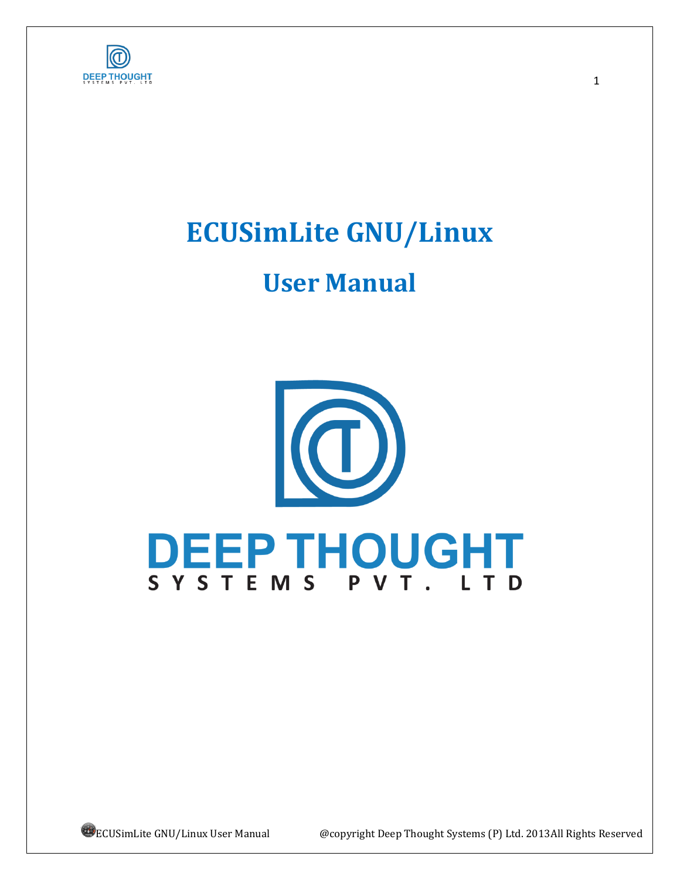# ECUSimLite GNU/Linux

## User Manual

DEEP THOUGHT

SYSTEMS PVT. LTD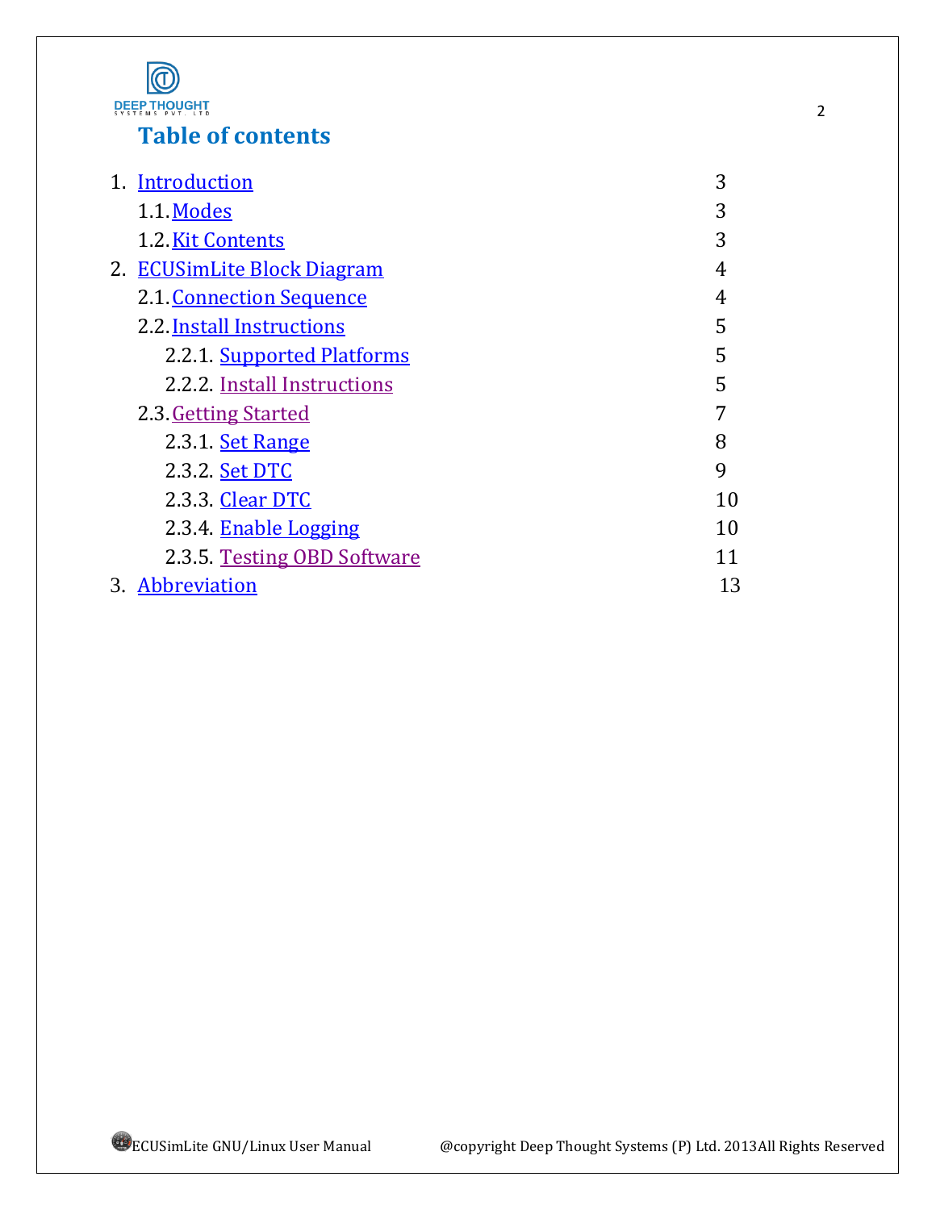# Table of contents

1. Introduction 3
   - 1.1. Modes 3
   - 1.2. Kit Contents 3
2. ECUSimLite Block Diagram 4
   - 2.1. Connection Sequence 4
   - 2.2. Install Instructions 5
     - 2.2.1. Supported Platforms 5
     - 2.2.2. Install Instructions 5
   - 2.3. Getting Started 7
     - 2.3.1. Set Range 8
     - 2.3.2. Set DTC 9
     - 2.3.3. Clear DTC 10
     - 2.3.4. Enable Logging 10
     - 2.3.5. Testing OBD Software 11
3. Abbreviation 13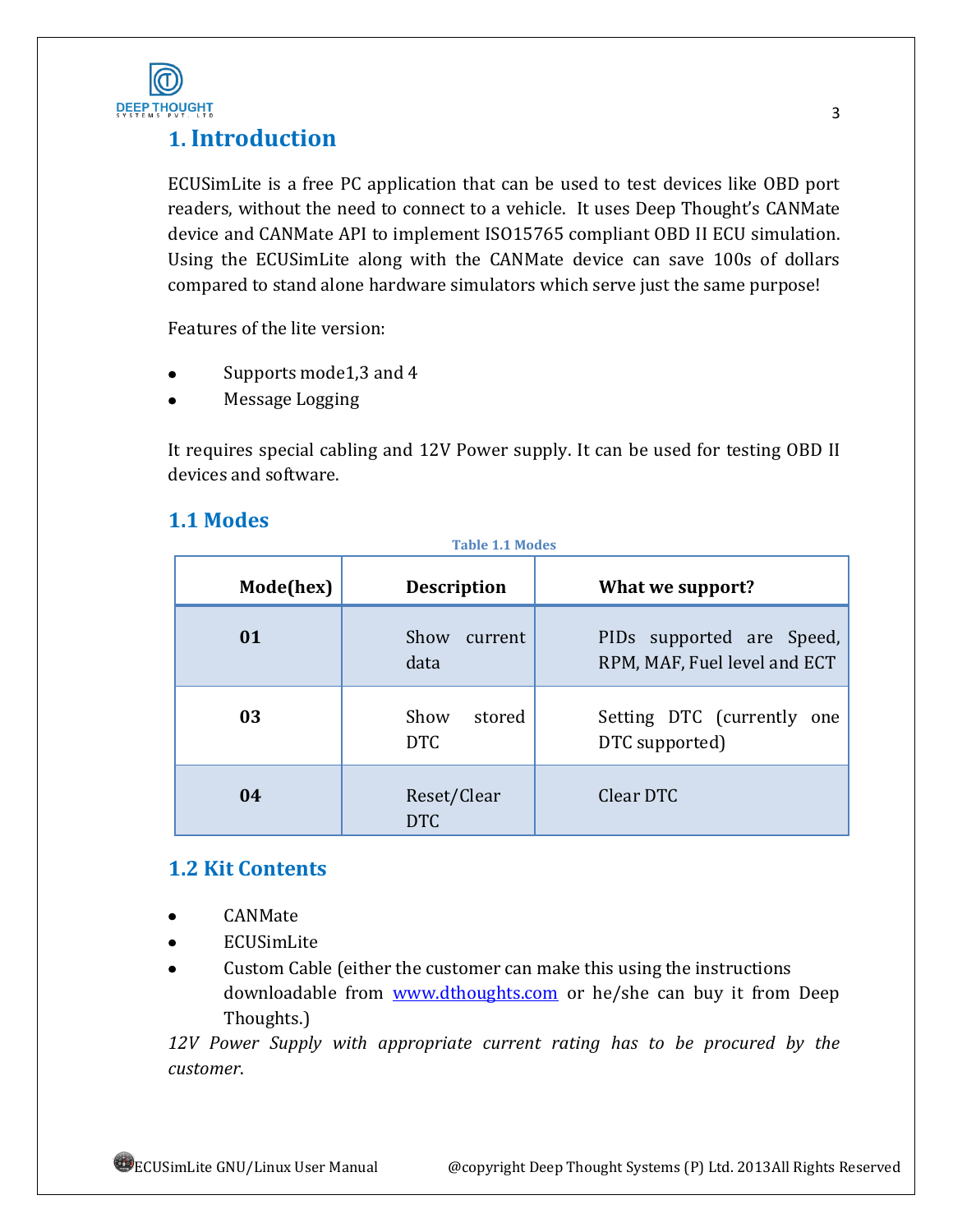# 1. Introduction

ECUSimLite is a free PC application that can be used to test devices like OBD port readers, without the need to connect to a vehicle. It uses Deep Thought's CANMate device and CANMate API to implement ISO15765 compliant OBD II ECU simulation. Using the ECUSimLite along with the CANMate device can save 100s of dollars compared to stand alone hardware simulators which serve just the same purpose!

Features of the lite version:

- Supports mode1,3 and 4
- Message Logging

It requires special cabling and 12V Power supply. It can be used for testing OBD II devices and software.

## 1.1 Modes

Table 1.1 Modes

| Mode(hex) | Description | What we support? |
|---|---|---|
| **01** | Show current data | PIDs supported are Speed, RPM, MAF, Fuel level and ECT |
| **03** | Show stored DTC | Setting DTC (currently one DTC supported) |
| **04** | Reset/Clear DTC | Clear DTC |

## 1.2 Kit Contents

- CANMate
- ECUSimLite
- Custom Cable (either the customer can make this using the instructions downloadable from [www.dthoughts.com](www.dthoughts.com) or he/she can buy it from Deep Thoughts.)

*12V Power Supply with appropriate current rating has to be procured by the customer.*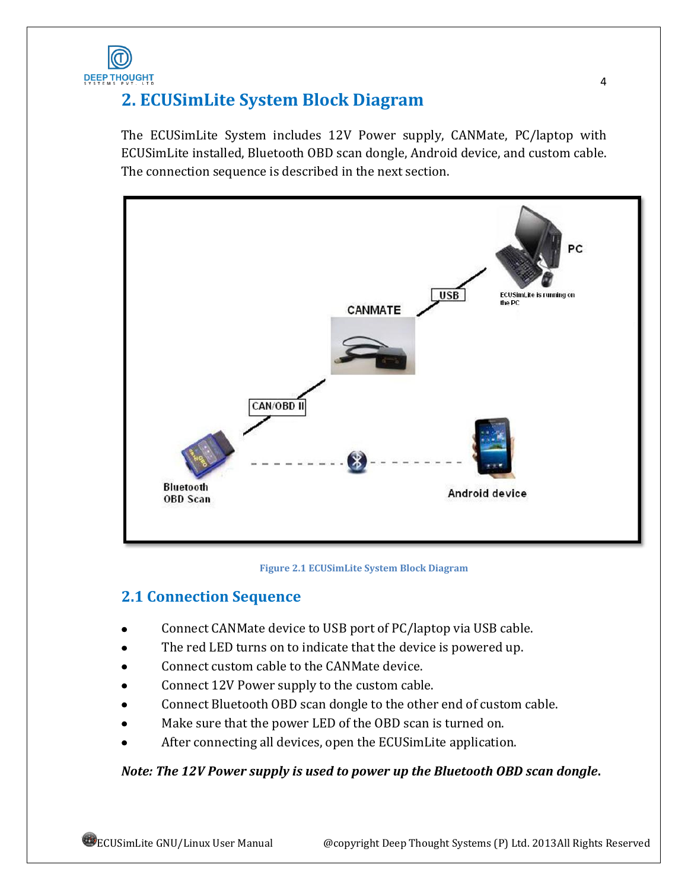## 2. ECUSimLite System Block Diagram

The ECUSimLite System includes 12V Power supply, CANMate, PC/laptop with ECUSimLite installed, Bluetooth OBD scan dongle, Android device, and custom cable. The connection sequence is described in the next section.

Figure 2.1 ECUSimLite System Block Diagram

### 2.1 Connection Sequence

- Connect CANMate device to USB port of PC/laptop via USB cable.
- The red LED turns on to indicate that the device is powered up.
- Connect custom cable to the CANMate device.
- Connect 12V Power supply to the custom cable.
- Connect Bluetooth OBD scan dongle to the other end of custom cable.
- Make sure that the power LED of the OBD scan is turned on.
- After connecting all devices, open the ECUSimLite application.

***Note: The 12V Power supply is used to power up the Bluetooth OBD scan dongle.***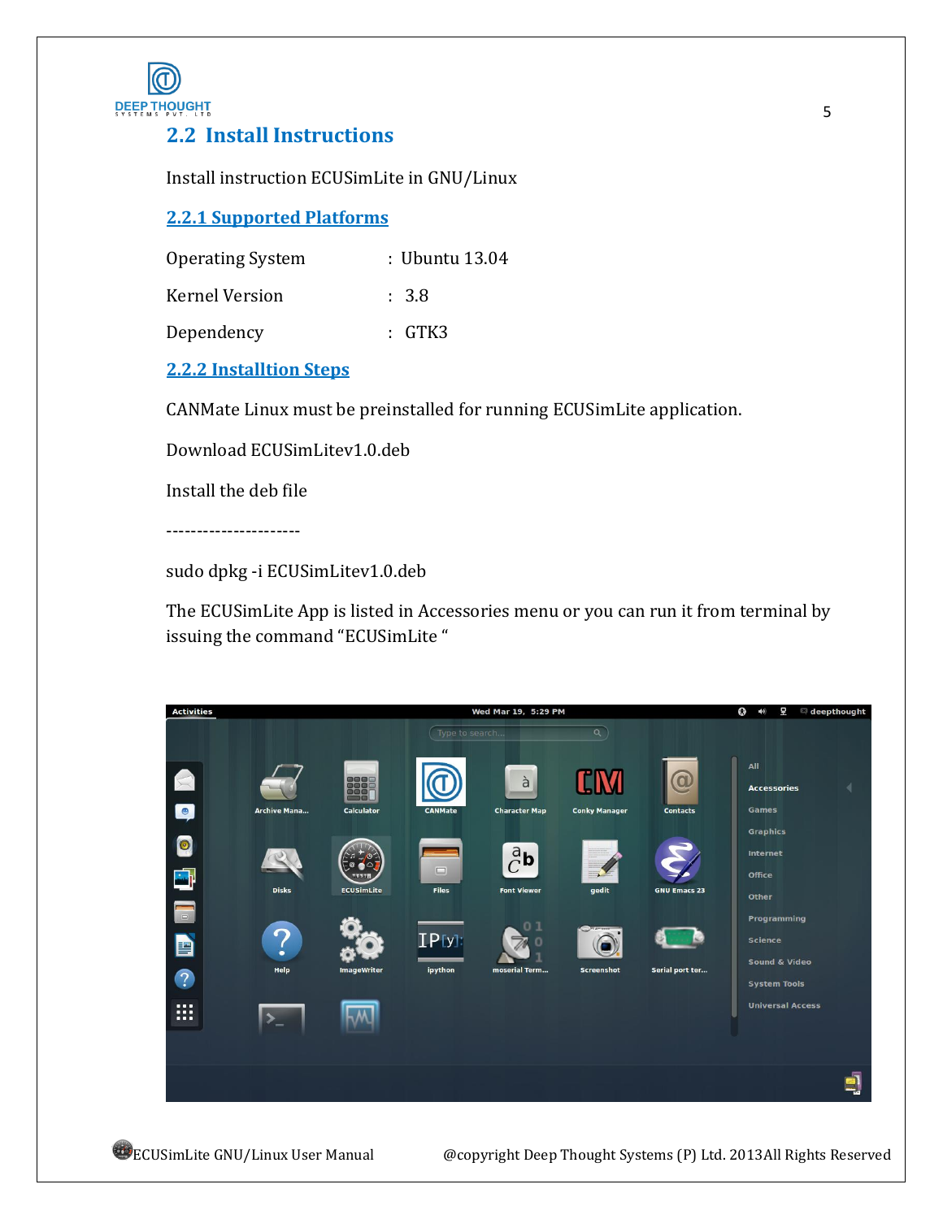## 2.2 Install Instructions

Install instruction ECUSimLite in GNU/Linux

### 2.2.1 Supported Platforms

| | | |
|---|---|---|
| Operating System | : | Ubuntu 13.04 |
| Kernel Version | : | 3.8 |
| Dependency | : | GTK3 |

### 2.2.2 Installtion Steps

CANMate Linux must be preinstalled for running ECUSimLite application.

Download ECUSimLitev1.0.deb

Install the deb file

----------------------

```
sudo dpkg -i ECUSimLitev1.0.deb
```

The ECUSimLite App is listed in Accessories menu or you can run it from terminal by issuing the command "ECUSimLite "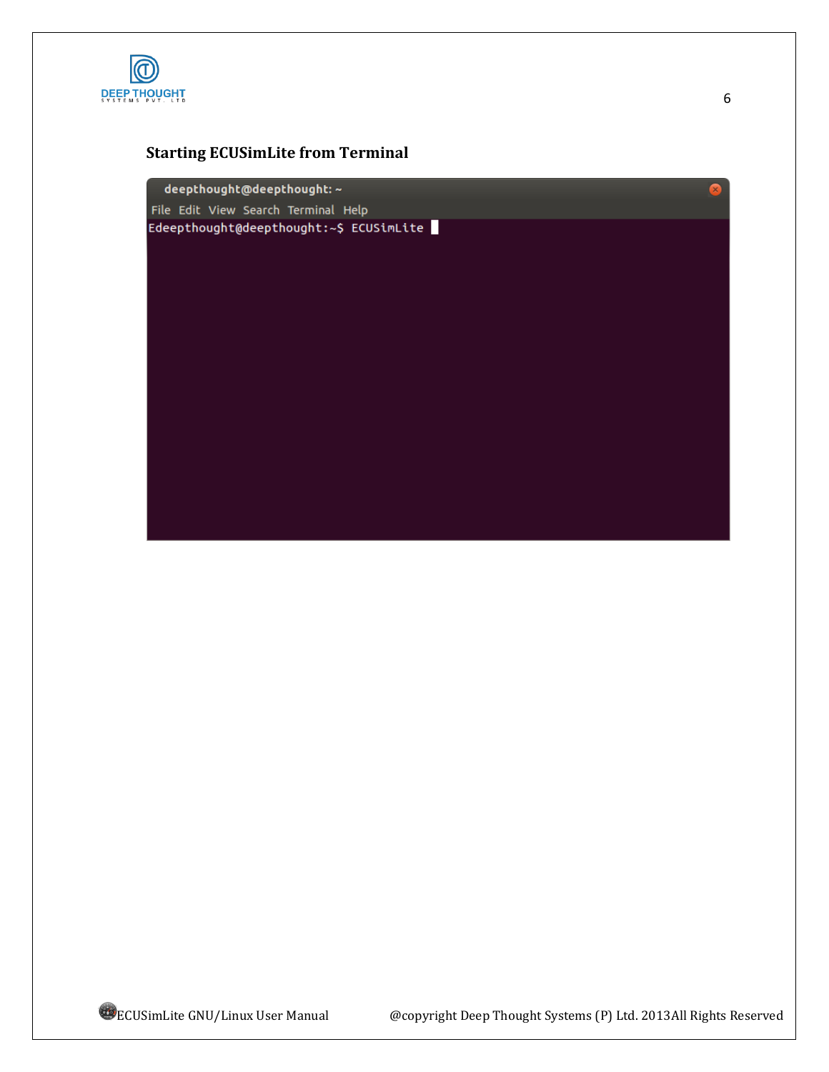### Starting ECUSimLite from Terminal

```
deepthought@deepthought: ~
File  Edit  View  Search  Terminal  Help
Edeepthought@deepthought:~$ ECUSimLite
```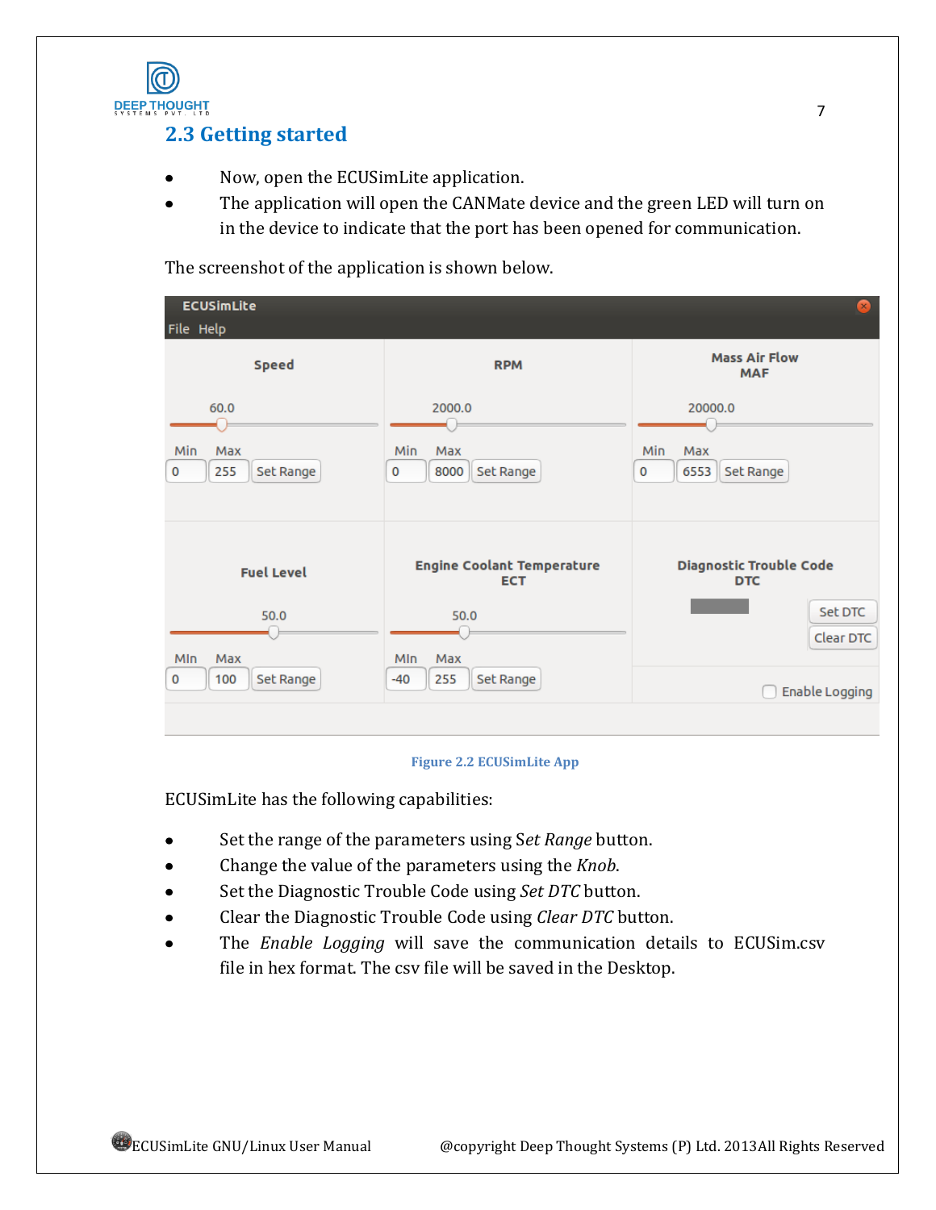## 2.3 Getting started

- Now, open the ECUSimLite application.
- The application will open the CANMate device and the green LED will turn on in the device to indicate that the port has been opened for communication.

The screenshot of the application is shown below.

Figure 2.2 ECUSimLite App

ECUSimLite has the following capabilities:

- Set the range of the parameters using *Set Range* button.
- Change the value of the parameters using the *Knob*.
- Set the Diagnostic Trouble Code using *Set DTC* button.
- Clear the Diagnostic Trouble Code using *Clear DTC* button.
- The *Enable Logging* will save the communication details to ECUSim.csv file in hex format. The csv file will be saved in the Desktop.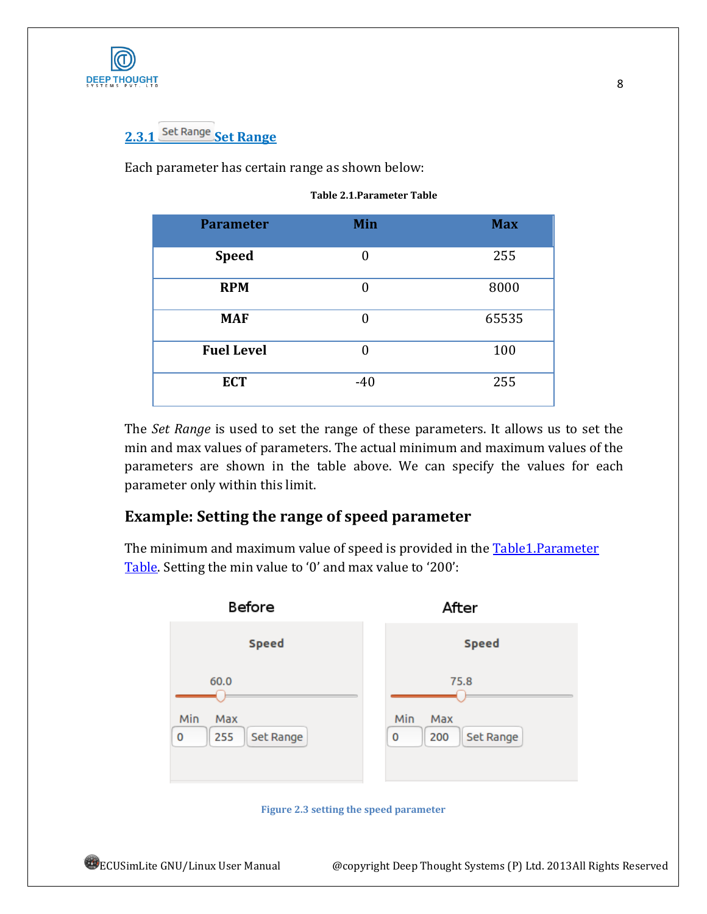### 2.3.1 Set Range

Each parameter has certain range as shown below:

**Table 2.1.Parameter Table**

| Parameter | Min | Max |
|---|---|---|
| **Speed** | 0 | 255 |
| **RPM** | 0 | 8000 |
| **MAF** | 0 | 65535 |
| **Fuel Level** | 0 | 100 |
| **ECT** | -40 | 255 |

The *Set Range* is used to set the range of these parameters. It allows us to set the min and max values of parameters. The actual minimum and maximum values of the parameters are shown in the table above. We can specify the values for each parameter only within this limit.

## Example: Setting the range of speed parameter

The minimum and maximum value of speed is provided in the Table1.Parameter Table. Setting the min value to '0' and max value to '200':

Figure 2.3 setting the speed parameter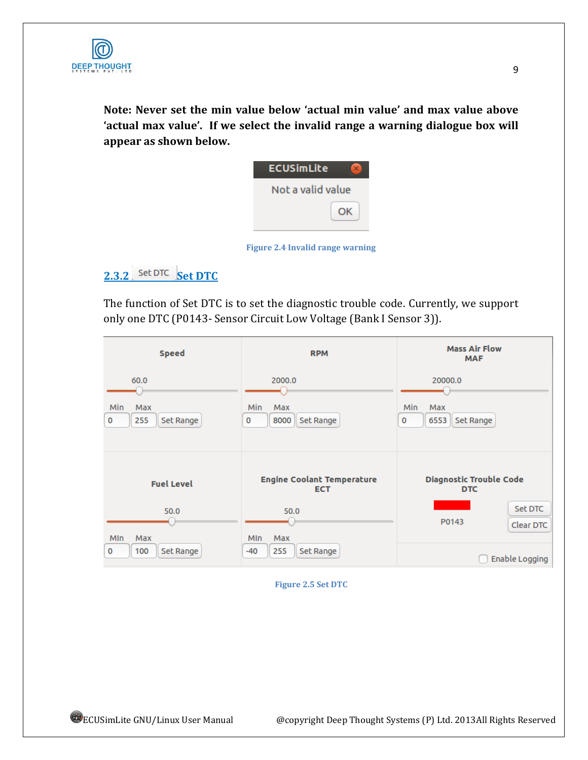**Note: Never set the min value below 'actual min value' and max value above 'actual max value'. If we select the invalid range a warning dialogue box will appear as shown below.**

Figure 2.4 Invalid range warning

### 2.3.2 Set DTC Set DTC

The function of Set DTC is to set the diagnostic trouble code. Currently, we support only one DTC (P0143- Sensor Circuit Low Voltage (Bank I Sensor 3)).

Figure 2.5 Set DTC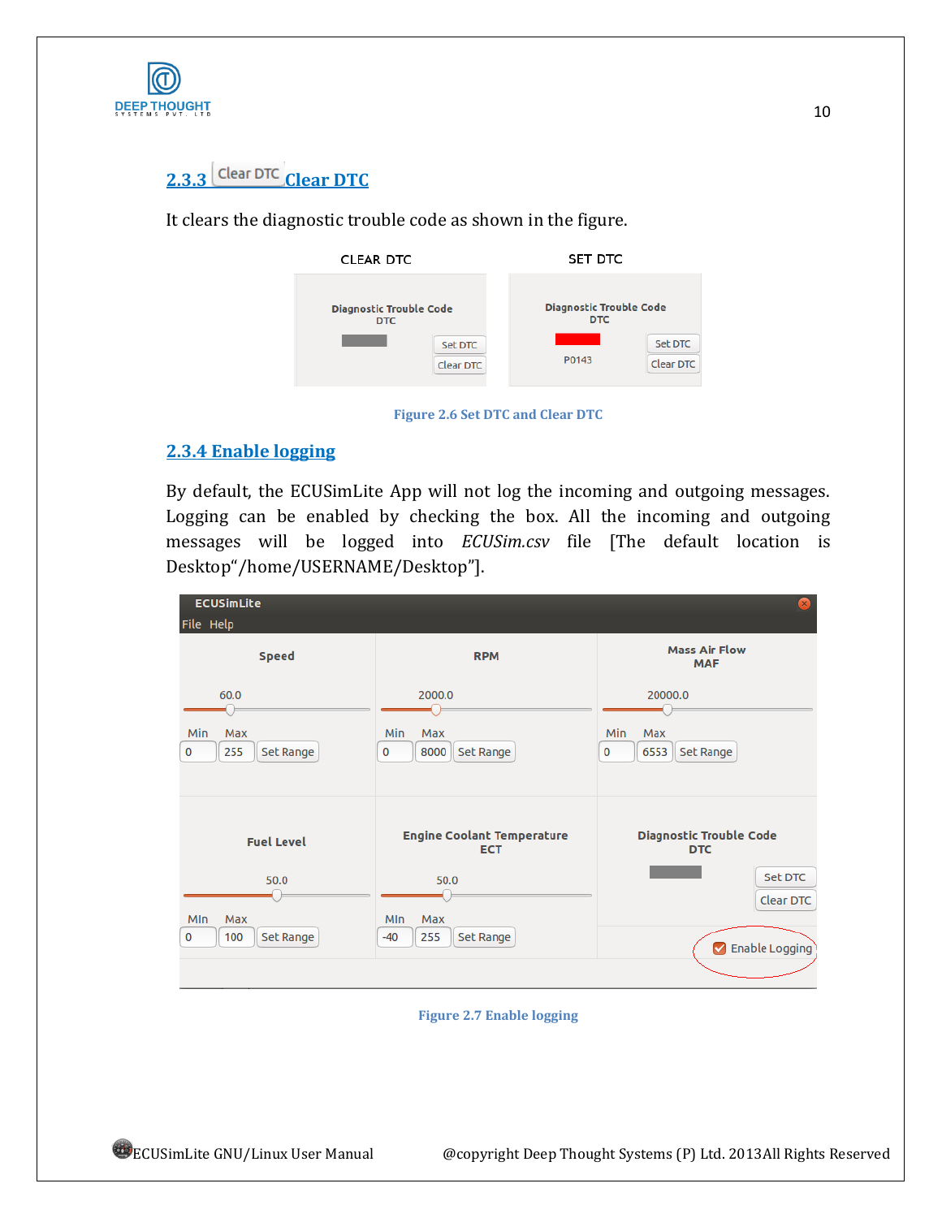### 2.3.3 Clear DTC Clear DTC

It clears the diagnostic trouble code as shown in the figure.

Figure 2.6 Set DTC and Clear DTC

### 2.3.4 Enable logging

By default, the ECUSimLite App will not log the incoming and outgoing messages. Logging can be enabled by checking the box. All the incoming and outgoing messages will be logged into *ECUSim.csv* file [The default location is Desktop"/home/USERNAME/Desktop"].

Figure 2.7 Enable logging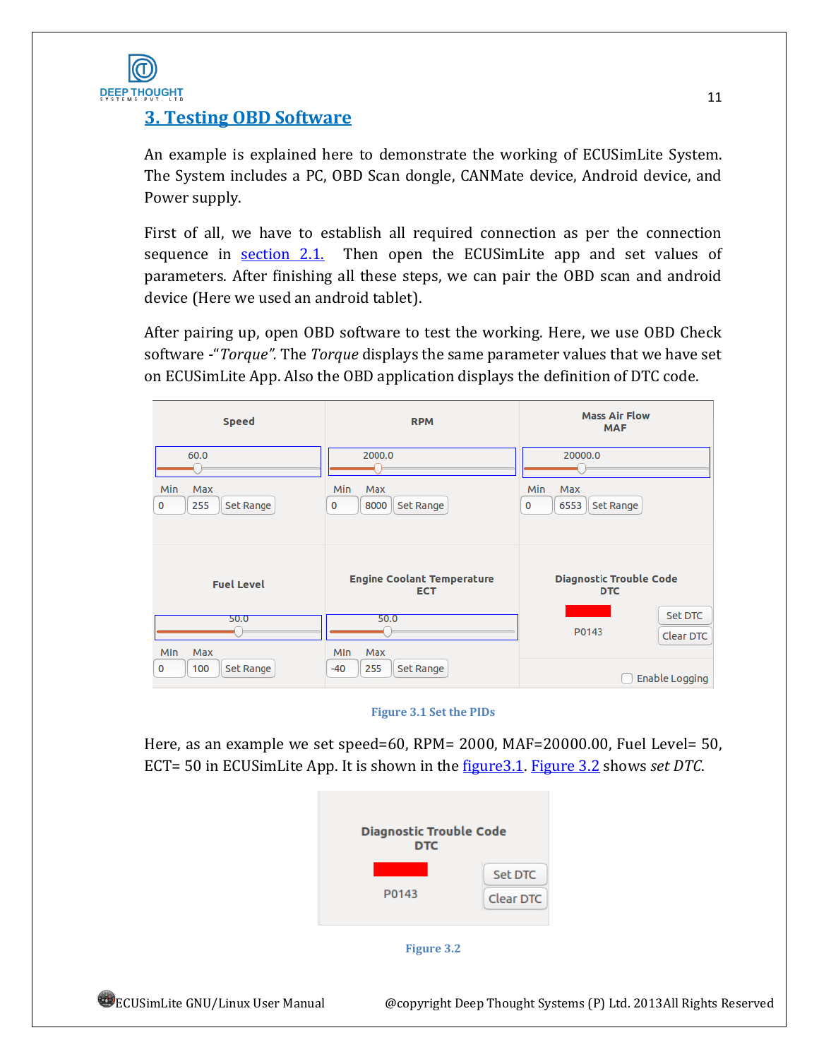# 3. Testing OBD Software

An example is explained here to demonstrate the working of ECUSimLite System. The System includes a PC, OBD Scan dongle, CANMate device, Android device, and Power supply.

First of all, we have to establish all required connection as per the connection sequence in section 2.1. Then open the ECUSimLite app and set values of parameters. After finishing all these steps, we can pair the OBD scan and android device (Here we used an android tablet).

After pairing up, open OBD software to test the working. Here, we use OBD Check software -"*Torque*". The *Torque* displays the same parameter values that we have set on ECUSimLite App. Also the OBD application displays the definition of DTC code.

Figure 3.1 Set the PIDs

Here, as an example we set speed=60, RPM= 2000, MAF=20000.00, Fuel Level= 50, ECT= 50 in ECUSimLite App. It is shown in the figure3.1. Figure 3.2 shows *set DTC*.

Figure 3.2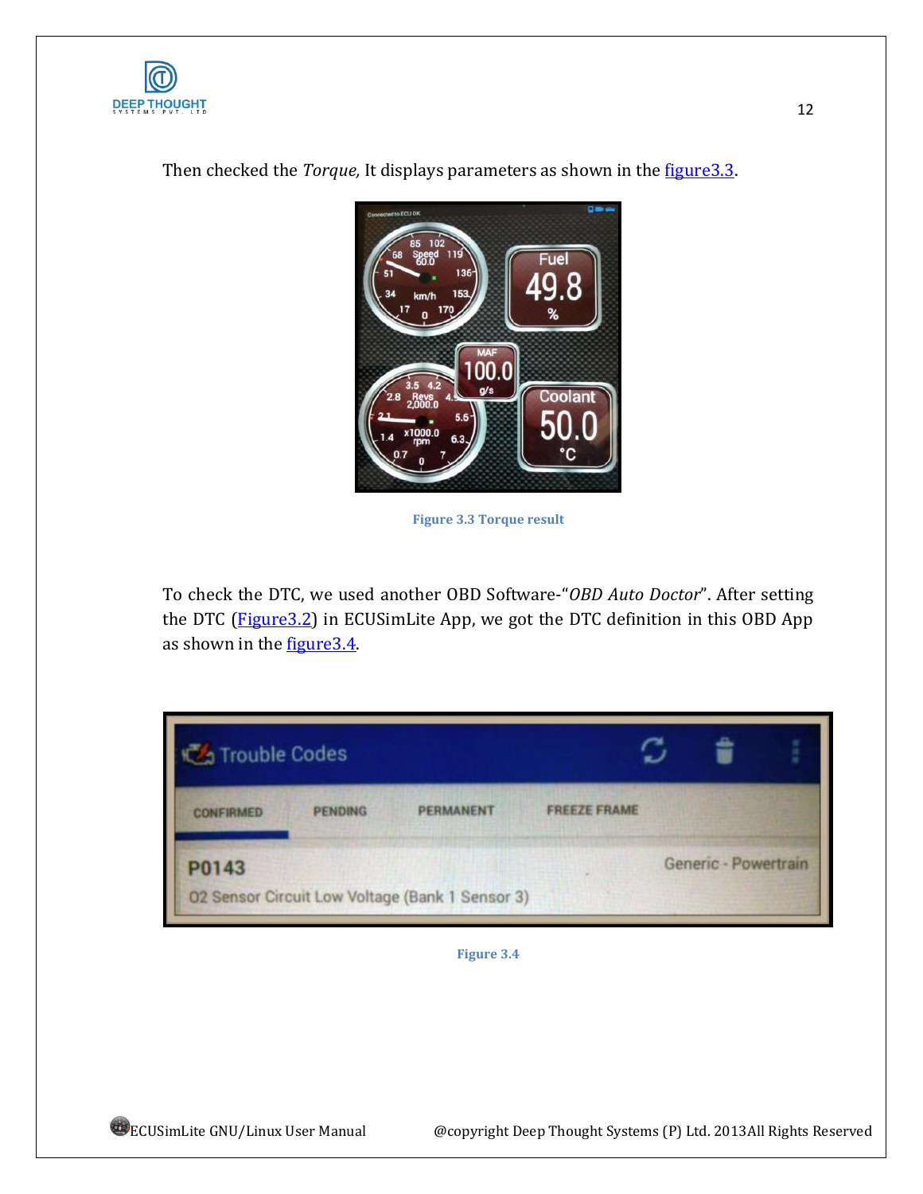Then checked the *Torque,* It displays parameters as shown in the figure3.3.

**Figure 3.3 Torque result**

To check the DTC, we used another OBD Software-"*OBD Auto Doctor*". After setting the DTC (Figure3.2) in ECUSimLite App, we got the DTC definition in this OBD App as shown in the figure3.4.

**Figure 3.4**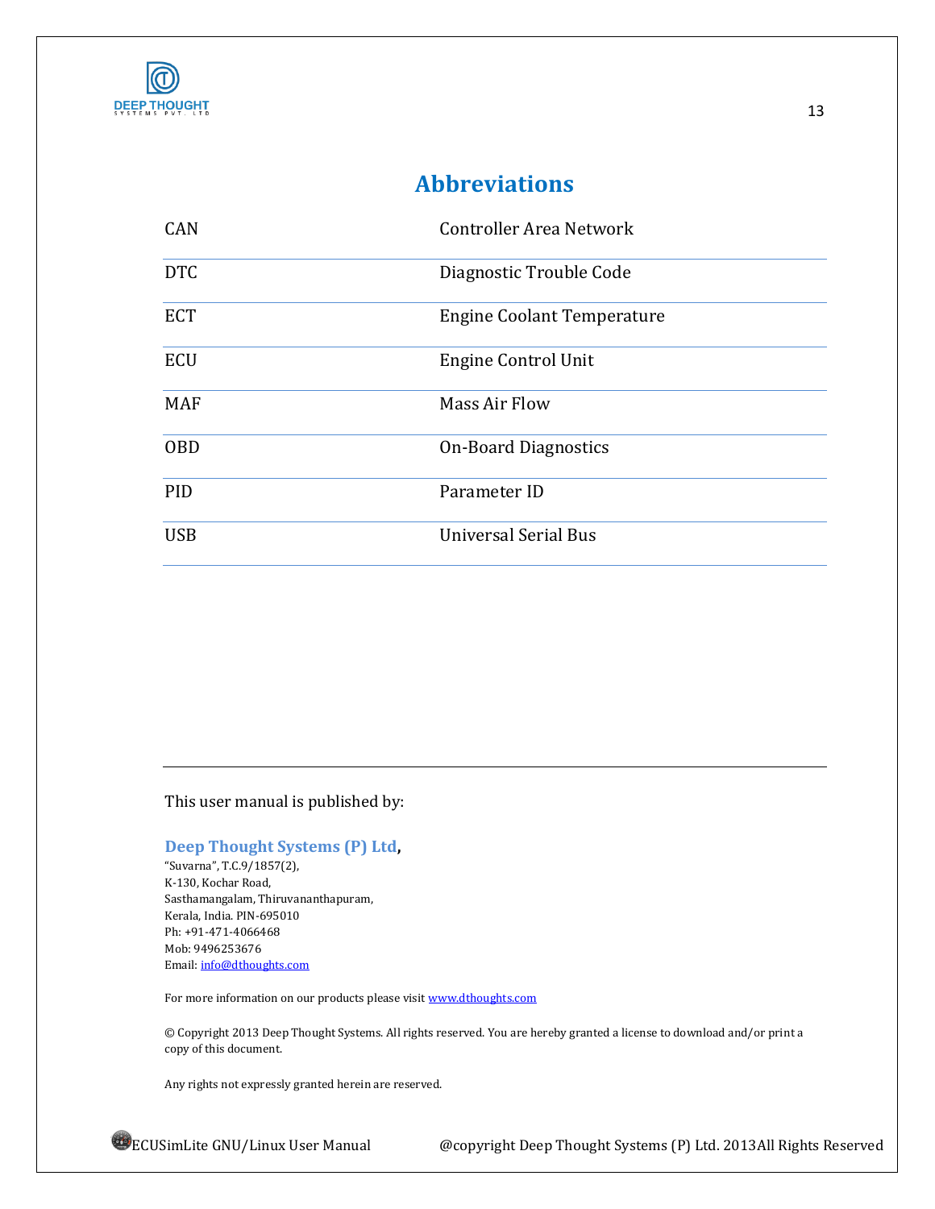# Abbreviations

| | |
|---|---|
| CAN | Controller Area Network |
| DTC | Diagnostic Trouble Code |
| ECT | Engine Coolant Temperature |
| ECU | Engine Control Unit |
| MAF | Mass Air Flow |
| OBD | On-Board Diagnostics |
| PID | Parameter ID |
| USB | Universal Serial Bus |

---

This user manual is published by:

**Deep Thought Systems (P) Ltd**,
"Suvarna", T.C.9/1857(2),
K-130, Kochar Road,
Sasthamangalam, Thiruvananthapuram,
Kerala, India. PIN-695010
Ph: +91-471-4066468
Mob: 9496253676
Email: info@dthoughts.com

For more information on our products please visit www.dthoughts.com

© Copyright 2013 Deep Thought Systems. All rights reserved. You are hereby granted a license to download and/or print a copy of this document.

Any rights not expressly granted herein are reserved.